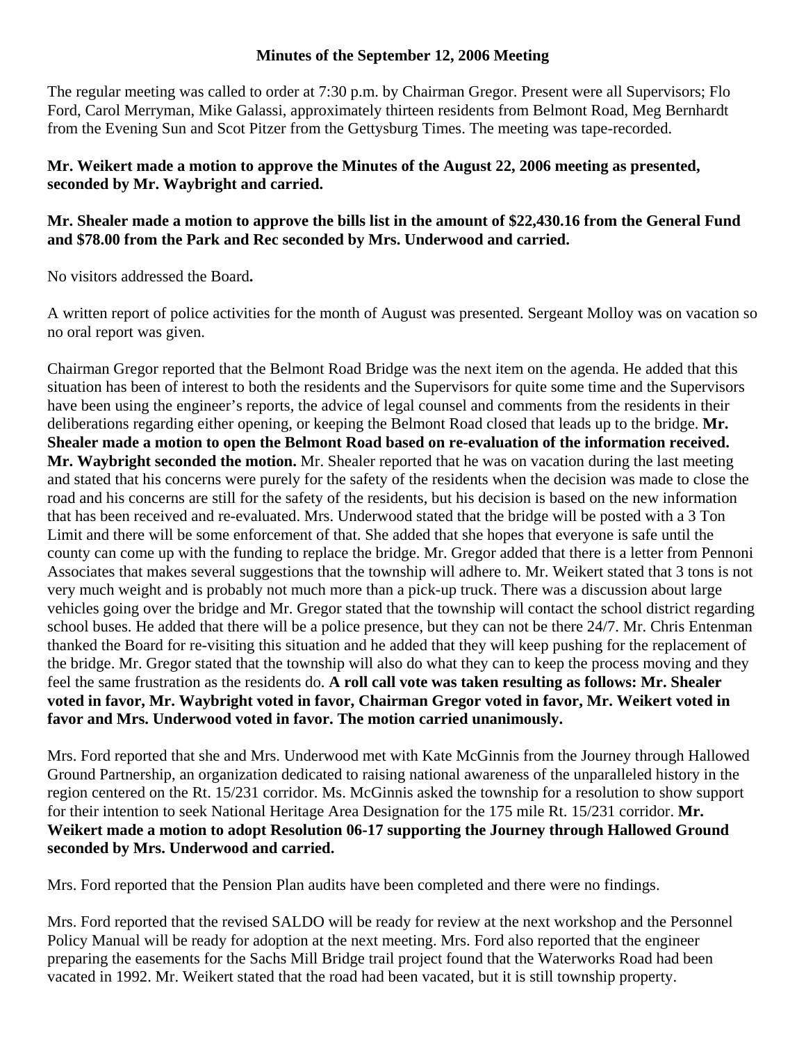**Minutes of the September 12, 2006 Meeting**

The regular meeting was called to order at 7:30 p.m. by Chairman Gregor. Present were all Supervisors; Flo Ford, Carol Merryman, Mike Galassi, approximately thirteen residents from Belmont Road, Meg Bernhardt from the Evening Sun and Scot Pitzer from the Gettysburg Times. The meeting was tape-recorded.

**Mr. Weikert made a motion to approve the Minutes of the August 22, 2006 meeting as presented, seconded by Mr. Waybright and carried.**

**Mr. Shealer made a motion to approve the bills list in the amount of $22,430.16 from the General Fund and $78.00 from the Park and Rec seconded by Mrs. Underwood and carried.**

No visitors addressed the Board**.**

A written report of police activities for the month of August was presented. Sergeant Molloy was on vacation so no oral report was given.

Chairman Gregor reported that the Belmont Road Bridge was the next item on the agenda. He added that this situation has been of interest to both the residents and the Supervisors for quite some time and the Supervisors have been using the engineer's reports, the advice of legal counsel and comments from the residents in their deliberations regarding either opening, or keeping the Belmont Road closed that leads up to the bridge. **Mr. Shealer made a motion to open the Belmont Road based on re-evaluation of the information received. Mr. Waybright seconded the motion.** Mr. Shealer reported that he was on vacation during the last meeting and stated that his concerns were purely for the safety of the residents when the decision was made to close the road and his concerns are still for the safety of the residents, but his decision is based on the new information that has been received and re-evaluated. Mrs. Underwood stated that the bridge will be posted with a 3 Ton Limit and there will be some enforcement of that. She added that she hopes that everyone is safe until the county can come up with the funding to replace the bridge. Mr. Gregor added that there is a letter from Pennoni Associates that makes several suggestions that the township will adhere to. Mr. Weikert stated that 3 tons is not very much weight and is probably not much more than a pick-up truck. There was a discussion about large vehicles going over the bridge and Mr. Gregor stated that the township will contact the school district regarding school buses. He added that there will be a police presence, but they can not be there 24/7. Mr. Chris Entenman thanked the Board for re-visiting this situation and he added that they will keep pushing for the replacement of the bridge. Mr. Gregor stated that the township will also do what they can to keep the process moving and they feel the same frustration as the residents do. **A roll call vote was taken resulting as follows: Mr. Shealer voted in favor, Mr. Waybright voted in favor, Chairman Gregor voted in favor, Mr. Weikert voted in favor and Mrs. Underwood voted in favor. The motion carried unanimously.**

Mrs. Ford reported that she and Mrs. Underwood met with Kate McGinnis from the Journey through Hallowed Ground Partnership, an organization dedicated to raising national awareness of the unparalleled history in the region centered on the Rt. 15/231 corridor. Ms. McGinnis asked the township for a resolution to show support for their intention to seek National Heritage Area Designation for the 175 mile Rt. 15/231 corridor. **Mr. Weikert made a motion to adopt Resolution 06-17 supporting the Journey through Hallowed Ground seconded by Mrs. Underwood and carried.**

Mrs. Ford reported that the Pension Plan audits have been completed and there were no findings.

Mrs. Ford reported that the revised SALDO will be ready for review at the next workshop and the Personnel Policy Manual will be ready for adoption at the next meeting. Mrs. Ford also reported that the engineer preparing the easements for the Sachs Mill Bridge trail project found that the Waterworks Road had been vacated in 1992. Mr. Weikert stated that the road had been vacated, but it is still township property.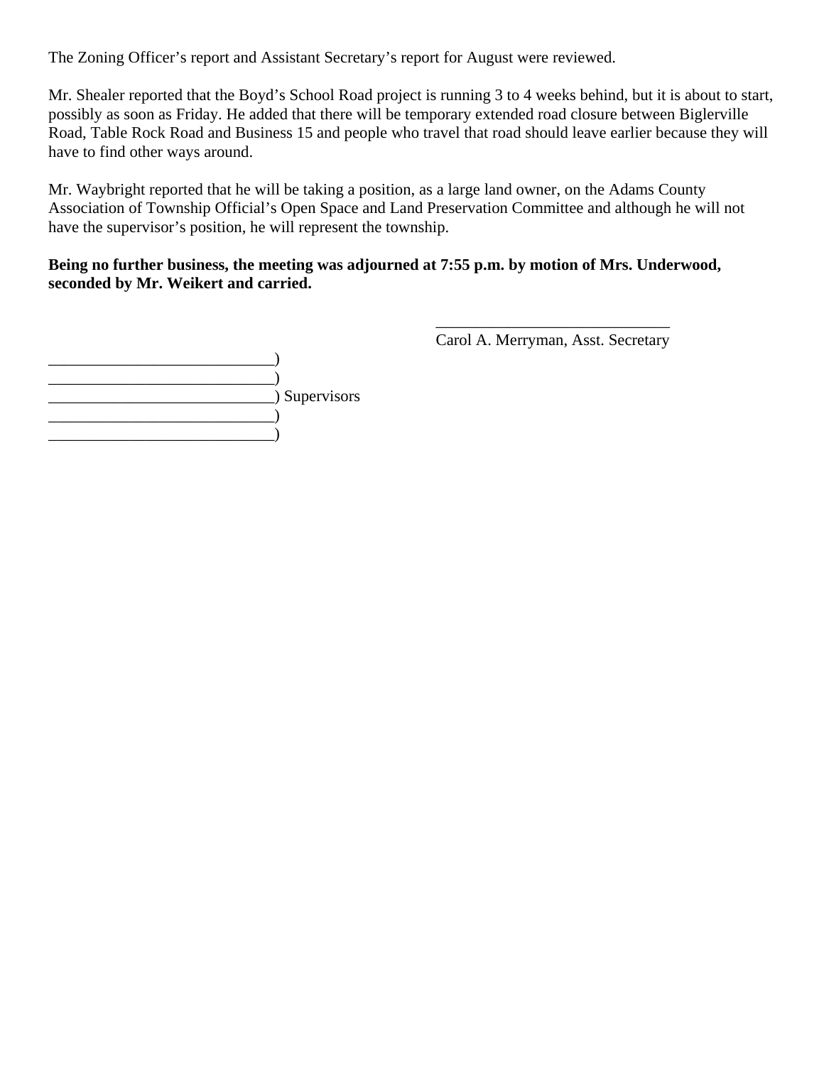The Zoning Officer's report and Assistant Secretary's report for August were reviewed.

Mr. Shealer reported that the Boyd's School Road project is running 3 to 4 weeks behind, but it is about to start, possibly as soon as Friday. He added that there will be temporary extended road closure between Biglerville Road, Table Rock Road and Business 15 and people who travel that road should leave earlier because they will have to find other ways around.

Mr. Waybright reported that he will be taking a position, as a large land owner, on the Adams County Association of Township Official's Open Space and Land Preservation Committee and although he will not have the supervisor's position, he will represent the township.

**Being no further business, the meeting was adjourned at 7:55 p.m. by motion of Mrs. Underwood, seconded by Mr. Weikert and carried.**

_____________________________
Carol A. Merryman, Asst. Secretary

____________________________)
____________________________)
____________________________) Supervisors
____________________________)
____________________________)